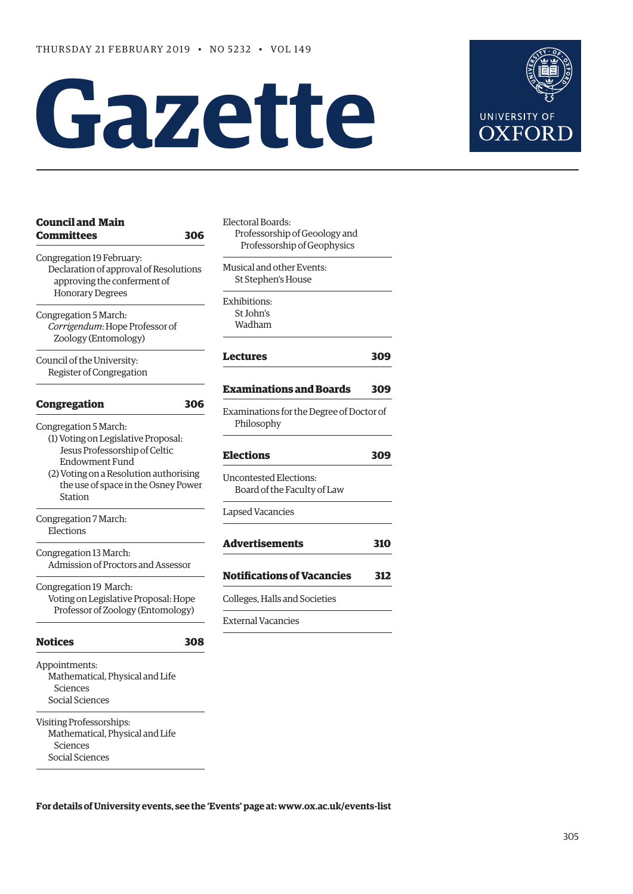THURSDAY 21 FEBRUARY 2019 • NO 5232 • VOL 149

# Gazette

UNIVERSITY OF OXFORD

**Council and Main Committees** 306

Congregation 19 February:
Declaration of approval of Resolutions approving the conferment of Honorary Degrees

Congregation 5 March:
*Corrigendum*: Hope Professor of Zoology (Entomology)

Council of the University:
Register of Congregation

**Congregation** 306

Congregation 5 March:
(1) Voting on Legislative Proposal: Jesus Professorship of Celtic Endowment Fund
(2) Voting on a Resolution authorising the use of space in the Osney Power Station

Congregation 7 March:
Elections

Congregation 13 March:
Admission of Proctors and Assessor

Congregation 19 March:
Voting on Legislative Proposal: Hope Professor of Zoology (Entomology)

**Notices** 308

Appointments:
Mathematical, Physical and Life Sciences
Social Sciences

Visiting Professorships:
Mathematical, Physical and Life Sciences
Social Sciences

Electoral Boards:
Professorship of Geology and Professorship of Geophysics

Musical and other Events:
St Stephen's House

Exhibitions:
St John's
Wadham

**Lectures** 309

**Examinations and Boards** 309

Examinations for the Degree of Doctor of Philosophy

**Elections** 309

Uncontested Elections:
Board of the Faculty of Law

Lapsed Vacancies

**Advertisements** 310

**Notifications of Vacancies** 312

Colleges, Halls and Societies

External Vacancies

**For details of University events, see the 'Events' page at: www.ox.ac.uk/events-list**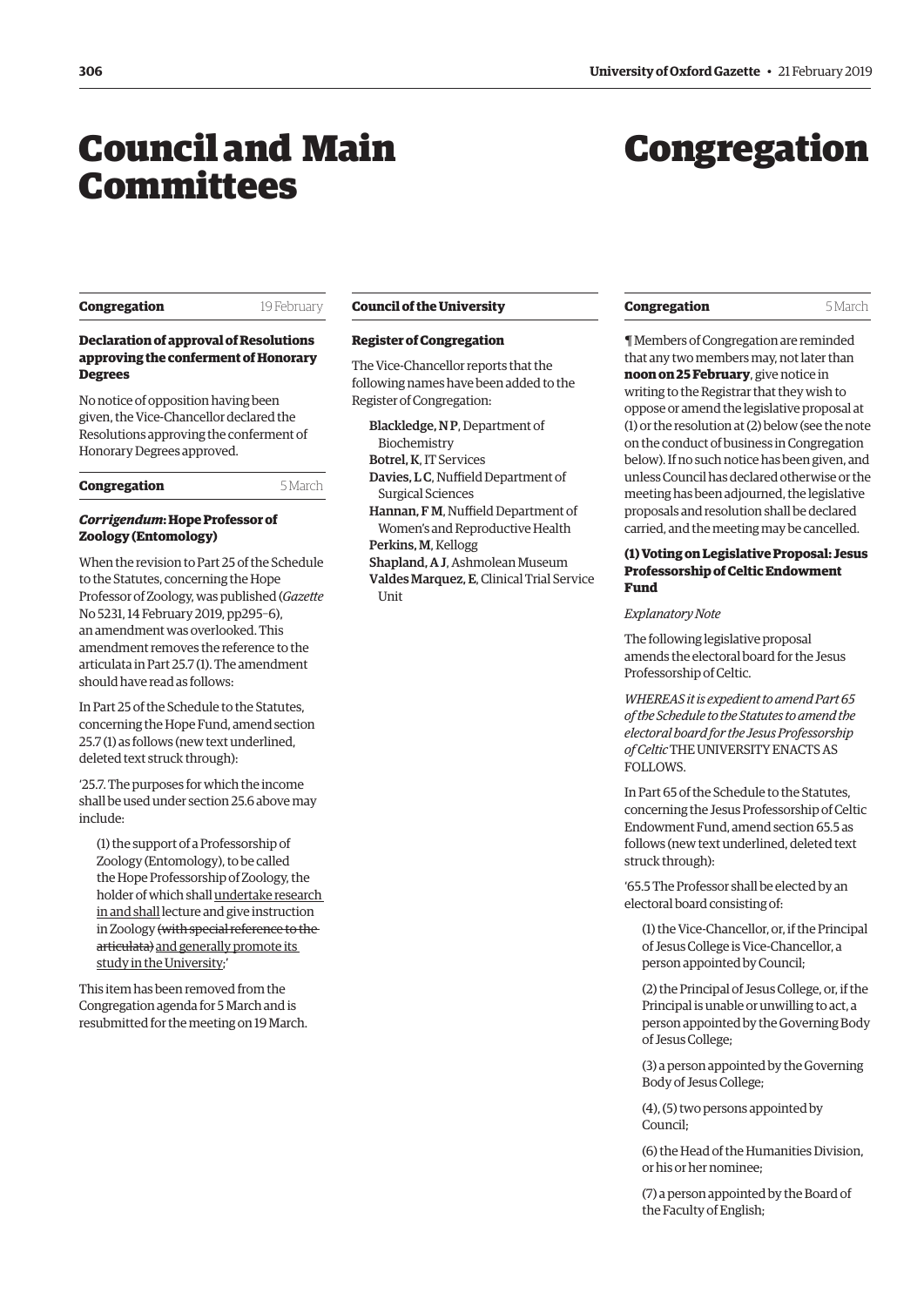# Council and Main Committees

**Congregation** 19 February

### Declaration of approval of Resolutions approving the conferment of Honorary Degrees

No notice of opposition having been given, the Vice-Chancellor declared the Resolutions approving the conferment of Honorary Degrees approved.

**Congregation** 5 March

### *Corrigendum*: Hope Professor of Zoology (Entomology)

When the revision to Part 25 of the Schedule to the Statutes, concerning the Hope Professor of Zoology, was published (*Gazette* No 5231, 14 February 2019, pp295–6), an amendment was overlooked. This amendment removes the reference to the articulata in Part 25.7 (1). The amendment should have read as follows:

In Part 25 of the Schedule to the Statutes, concerning the Hope Fund, amend section 25.7 (1) as follows (new text underlined, deleted text struck through):

'25.7. The purposes for which the income shall be used under section 25.6 above may include:

> (1) the support of a Professorship of Zoology (Entomology), to be called the Hope Professorship of Zoology, the holder of which shall <u>undertake research in and shall</u> lecture and give instruction in Zoology ~~(with special reference to the articulata)~~ <u>and generally promote its study in the University</u>;'

This item has been removed from the Congregation agenda for 5 March and is resubmitted for the meeting on 19 March.

**Council of the University**

### Register of Congregation

The Vice-Chancellor reports that the following names have been added to the Register of Congregation:

- **Blackledge, N P**, Department of Biochemistry
- **Botrel, K**, IT Services
- **Davies, L C**, Nuffield Department of Surgical Sciences
- **Hannan, F M**, Nuffield Department of Women's and Reproductive Health
- **Perkins, M**, Kellogg
- **Shapland, A J**, Ashmolean Museum
- **Valdes Marquez, E**, Clinical Trial Service Unit

# Congregation

**Congregation** 5 March

¶ Members of Congregation are reminded that any two members may, not later than **noon on 25 February**, give notice in writing to the Registrar that they wish to oppose or amend the legislative proposal at (1) or the resolution at (2) below (see the note on the conduct of business in Congregation below). If no such notice has been given, and unless Council has declared otherwise or the meeting has been adjourned, the legislative proposals and resolution shall be declared carried, and the meeting may be cancelled.

### (1) Voting on Legislative Proposal: Jesus Professorship of Celtic Endowment Fund

*Explanatory Note*

The following legislative proposal amends the electoral board for the Jesus Professorship of Celtic.

*WHEREAS it is expedient to amend Part 65 of the Schedule to the Statutes to amend the electoral board for the Jesus Professorship of Celtic* THE UNIVERSITY ENACTS AS FOLLOWS.

In Part 65 of the Schedule to the Statutes, concerning the Jesus Professorship of Celtic Endowment Fund, amend section 65.5 as follows (new text underlined, deleted text struck through):

'65.5 The Professor shall be elected by an electoral board consisting of:

> (1) the Vice-Chancellor, or, if the Principal of Jesus College is Vice-Chancellor, a person appointed by Council;
>
> (2) the Principal of Jesus College, or, if the Principal is unable or unwilling to act, a person appointed by the Governing Body of Jesus College;
>
> (3) a person appointed by the Governing Body of Jesus College;
>
> (4), (5) two persons appointed by Council;
>
> (6) the Head of the Humanities Division, or his or her nominee;
>
> (7) a person appointed by the Board of the Faculty of English;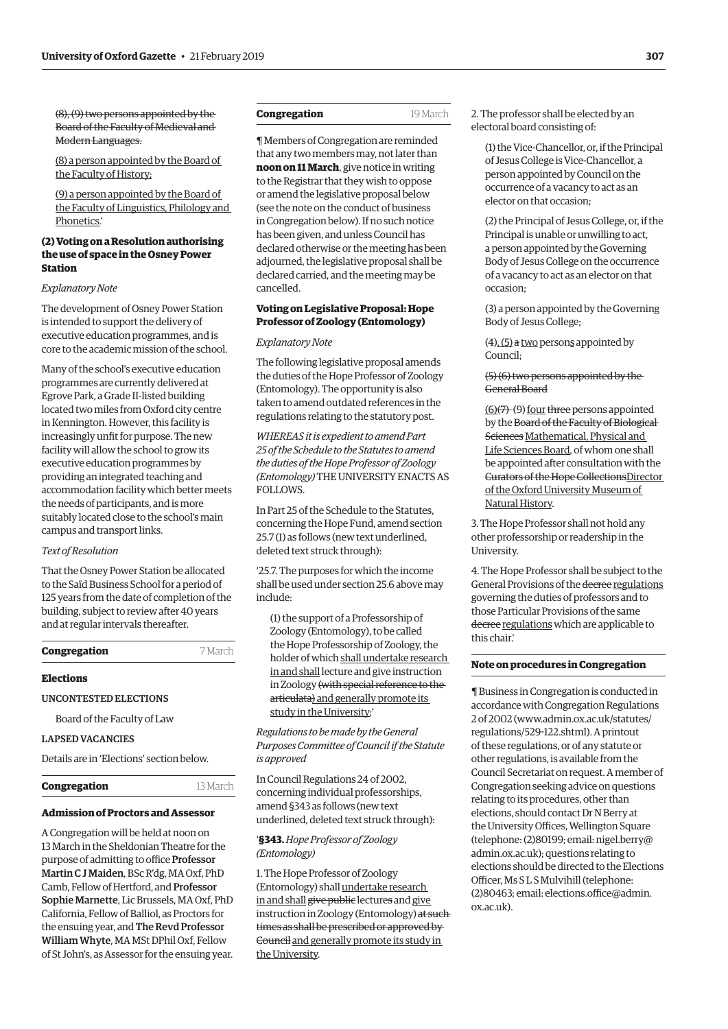~~(8), (9) two persons appointed by the Board of the Faculty of Medieval and Modern Languages.~~

<u>(8) a person appointed by the Board of the Faculty of History;</u>

<u>(9) a person appointed by the Board of the Faculty of Linguistics, Philology and Phonetics.</u>'

**(2) Voting on a Resolution authorising the use of space in the Osney Power Station**

*Explanatory Note*

The development of Osney Power Station is intended to support the delivery of executive education programmes, and is core to the academic mission of the school.

Many of the school's executive education programmes are currently delivered at Egrove Park, a Grade II-listed building located two miles from Oxford city centre in Kennington. However, this facility is increasingly unfit for purpose. The new facility will allow the school to grow its executive education programmes by providing an integrated teaching and accommodation facility which better meets the needs of participants, and is more suitably located close to the school's main campus and transport links.

*Text of Resolution*

That the Osney Power Station be allocated to the Saïd Business School for a period of 125 years from the date of completion of the building, subject to review after 40 years and at regular intervals thereafter.

## Congregation — 7 March

**Elections**

UNCONTESTED ELECTIONS

Board of the Faculty of Law

LAPSED VACANCIES

Details are in 'Elections' section below.

## Congregation — 13 March

**Admission of Proctors and Assessor**

A Congregation will be held at noon on 13 March in the Sheldonian Theatre for the purpose of admitting to office **Professor Martin C J Maiden**, BSc R'dg, MA Oxf, PhD Camb, Fellow of Hertford, and **Professor Sophie Marnette**, Lic Brussels, MA Oxf, PhD California, Fellow of Balliol, as Proctors for the ensuing year, and **The Revd Professor William Whyte**, MA MSt DPhil Oxf, Fellow of St John's, as Assessor for the ensuing year.

## Congregation — 19 March

¶ Members of Congregation are reminded that any two members may, not later than **noon on 11 March**, give notice in writing to the Registrar that they wish to oppose or amend the legislative proposal below (see the note on the conduct of business in Congregation below). If no such notice has been given, and unless Council has declared otherwise or the meeting has been adjourned, the legislative proposal shall be declared carried, and the meeting may be cancelled.

**Voting on Legislative Proposal: Hope Professor of Zoology (Entomology)**

*Explanatory Note*

The following legislative proposal amends the duties of the Hope Professor of Zoology (Entomology). The opportunity is also taken to amend outdated references in the regulations relating to the statutory post.

*WHEREAS it is expedient to amend Part 25 of the Schedule to the Statutes to amend the duties of the Hope Professor of Zoology (Entomology)* THE UNIVERSITY ENACTS AS FOLLOWS.

In Part 25 of the Schedule to the Statutes, concerning the Hope Fund, amend section 25.7 (1) as follows (new text underlined, deleted text struck through):

'25.7. The purposes for which the income shall be used under section 25.6 above may include:

(1) the support of a Professorship of Zoology (Entomology), to be called the Hope Professorship of Zoology, the holder of which <u>shall undertake research in and shall</u> lecture and give instruction in Zoology ~~(with special reference to the articulata)~~ <u>and generally promote its study in the University</u>;'

*Regulations to be made by the General Purposes Committee of Council if the Statute is approved*

In Council Regulations 24 of 2002, concerning individual professorships, amend §343 as follows (new text underlined, deleted text struck through):

'**§343.** *Hope Professor of Zoology (Entomology)*

1. The Hope Professor of Zoology (Entomology) shall <u>undertake research in and shall</u> ~~give public~~ lecture~~s~~ and <u>give</u> instruction in Zoology (Entomology) ~~at such times as shall be prescribed or approved by Council~~ <u>and generally promote its study in the University</u>.

2. The professor shall be elected by an electoral board consisting of:

(1) the Vice-Chancellor, or, if the Principal of Jesus College is Vice-Chancellor, a person appointed by Council on the occurrence of a vacancy to act as an elector on that occasion;

(2) the Principal of Jesus College, or, if the Principal is unable or unwilling to act, a person appointed by the Governing Body of Jesus College on the occurrence of a vacancy to act as an elector on that occasion;

(3) a person appointed by the Governing Body of Jesus College;

(4)<u>, (5)</u> ~~a~~ <u>two</u> person<u>s</u> appointed by Council;

~~(5) (6) two persons appointed by the General Board~~

<u>(6)</u>~~(7)~~ <u>–(9)</u> <u>four</u> ~~three~~ persons appointed by the ~~Board of the Faculty of Biological Sciences~~ <u>Mathematical, Physical and Life Sciences Board</u>, of whom one shall be appointed after consultation with the ~~Curators of the Hope Collections~~<u>Director of the Oxford University Museum of Natural History</u>.

3. The Hope Professor shall not hold any other professorship or readership in the University.

4. The Hope Professor shall be subject to the General Provisions of the ~~decree~~ <u>regulations</u> governing the duties of professors and to those Particular Provisions of the same ~~decree~~ <u>regulations</u> which are applicable to this chair.'

## Note on procedures in Congregation

¶ Business in Congregation is conducted in accordance with Congregation Regulations 2 of 2002 (www.admin.ox.ac.uk/statutes/regulations/529-122.shtml). A printout of these regulations, or of any statute or other regulations, is available from the Council Secretariat on request. A member of Congregation seeking advice on questions relating to its procedures, other than elections, should contact Dr N Berry at the University Offices, Wellington Square (telephone: (2)80199; email: nigel.berry@admin.ox.ac.uk); questions relating to elections should be directed to the Elections Officer, Ms S L S Mulvihill (telephone: (2)80463; email: elections.office@admin.ox.ac.uk).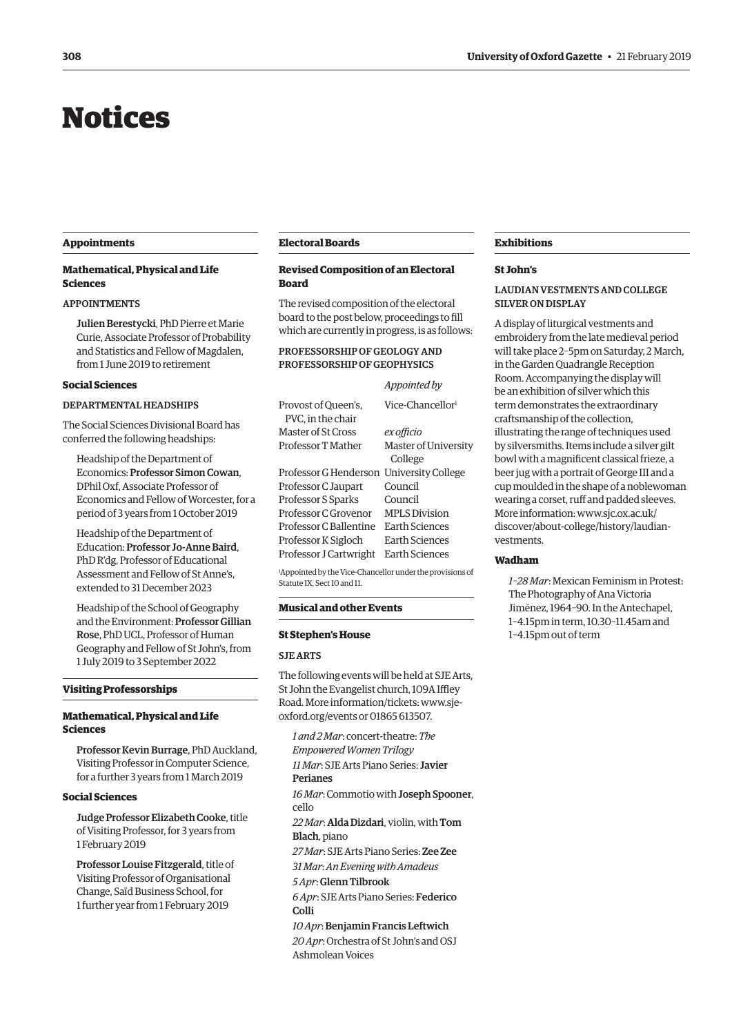# Notices

## Appointments

### Mathematical, Physical and Life Sciences

APPOINTMENTS

**Julien Berestycki**, PhD Pierre et Marie Curie, Associate Professor of Probability and Statistics and Fellow of Magdalen, from 1 June 2019 to retirement

### Social Sciences

DEPARTMENTAL HEADSHIPS

The Social Sciences Divisional Board has conferred the following headships:

Headship of the Department of Economics: **Professor Simon Cowan**, DPhil Oxf, Associate Professor of Economics and Fellow of Worcester, for a period of 3 years from 1 October 2019

Headship of the Department of Education: **Professor Jo-Anne Baird**, PhD R'dg, Professor of Educational Assessment and Fellow of St Anne's, extended to 31 December 2023

Headship of the School of Geography and the Environment: **Professor Gillian Rose**, PhD UCL, Professor of Human Geography and Fellow of St John's, from 1 July 2019 to 3 September 2022

## Visiting Professorships

### Mathematical, Physical and Life Sciences

**Professor Kevin Burrage**, PhD Auckland, Visiting Professor in Computer Science, for a further 3 years from 1 March 2019

### Social Sciences

**Judge Professor Elizabeth Cooke**, title of Visiting Professor, for 3 years from 1 February 2019

**Professor Louise Fitzgerald**, title of Visiting Professor of Organisational Change, Saïd Business School, for 1 further year from 1 February 2019

## Electoral Boards

### Revised Composition of an Electoral Board

The revised composition of the electoral board to the post below, proceedings to fill which are currently in progress, is as follows:

PROFESSORSHIP OF GEOLOGY AND PROFESSORSHIP OF GEOPHYSICS

| | *Appointed by* |
|---|---|
| Provost of Queen's, PVC, in the chair | Vice-Chancellor[1] |
| Master of St Cross | *ex officio* |
| Professor T Mather | Master of University College |
| Professor G Henderson | University College |
| Professor C Jaupart | Council |
| Professor S Sparks | Council |
| Professor C Grovenor | MPLS Division |
| Professor C Ballentine | Earth Sciences |
| Professor K Sigloch | Earth Sciences |
| Professor J Cartwright | Earth Sciences |

[1]Appointed by the Vice-Chancellor under the provisions of Statute IX, Sect 10 and 11.

## Musical and other Events

### St Stephen's House

SJE ARTS

The following events will be held at SJE Arts, St John the Evangelist church, 109A Iffley Road. More information/tickets: www.sje-oxford.org/events or 01865 613507.

*1 and 2 Mar*: concert-theatre: *The Empowered Women Trilogy*
*11 Mar*: SJE Arts Piano Series: **Javier Perianes**
*16 Mar*: Commotio with **Joseph Spooner**, cello
*22 Mar*: **Alda Dizdari**, violin, with **Tom Blach**, piano
*27 Mar*: SJE Arts Piano Series: **Zee Zee**
*31 Mar*: *An Evening with Amadeus*
*5 Apr*: **Glenn Tilbrook**
*6 Apr*: SJE Arts Piano Series: **Federico Colli**
*10 Apr*: **Benjamin Francis Leftwich**
*20 Apr*: Orchestra of St John's and OSJ Ashmolean Voices

## Exhibitions

### St John's

LAUDIAN VESTMENTS AND COLLEGE SILVER ON DISPLAY

A display of liturgical vestments and embroidery from the late medieval period will take place 2–5pm on Saturday, 2 March, in the Garden Quadrangle Reception Room. Accompanying the display will be an exhibition of silver which this term demonstrates the extraordinary craftsmanship of the collection, illustrating the range of techniques used by silversmiths. Items include a silver gilt bowl with a magnificent classical frieze, a beer jug with a portrait of George III and a cup moulded in the shape of a noblewoman wearing a corset, ruff and padded sleeves. More information: www.sjc.ox.ac.uk/discover/about-college/history/laudian-vestments.

### Wadham

*1–28 Mar*: Mexican Feminism in Protest: The Photography of Ana Victoria Jiménez, 1964–90. In the Antechapel, 1–4.15pm in term, 10.30–11.45am and 1–4.15pm out of term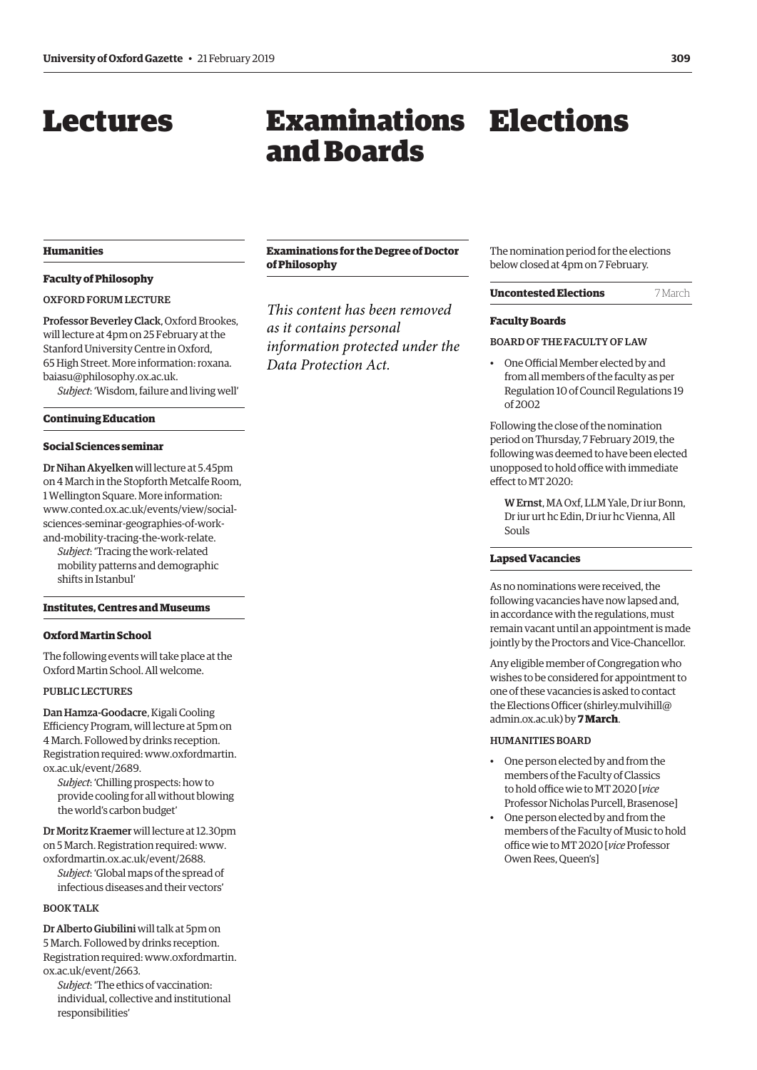# Lectures

## Humanities

### Faculty of Philosophy

OXFORD FORUM LECTURE

**Professor Beverley Clack**, Oxford Brookes, will lecture at 4pm on 25 February at the Stanford University Centre in Oxford, 65 High Street. More information: roxana.baiasu@philosophy.ox.ac.uk.

*Subject*: 'Wisdom, failure and living well'

## Continuing Education

### Social Sciences seminar

**Dr Nihan Akyelken** will lecture at 5.45pm on 4 March in the Stopforth Metcalfe Room, 1 Wellington Square. More information: www.conted.ox.ac.uk/events/view/social-sciences-seminar-geographies-of-work-and-mobility-tracing-the-work-relate.

*Subject*: 'Tracing the work-related mobility patterns and demographic shifts in Istanbul'

## Institutes, Centres and Museums

### Oxford Martin School

The following events will take place at the Oxford Martin School. All welcome.

PUBLIC LECTURES

**Dan Hamza-Goodacre**, Kigali Cooling Efficiency Program, will lecture at 5pm on 4 March. Followed by drinks reception. Registration required: www.oxfordmartin.ox.ac.uk/event/2689.

*Subject*: 'Chilling prospects: how to provide cooling for all without blowing the world's carbon budget'

**Dr Moritz Kraemer** will lecture at 12.30pm on 5 March. Registration required: www.oxfordmartin.ox.ac.uk/event/2688.

*Subject*: 'Global maps of the spread of infectious diseases and their vectors'

BOOK TALK

**Dr Alberto Giubilini** will talk at 5pm on 5 March. Followed by drinks reception. Registration required: www.oxfordmartin.ox.ac.uk/event/2663.

*Subject*: 'The ethics of vaccination: individual, collective and institutional responsibilities'

# Examinations and Boards

## Examinations for the Degree of Doctor of Philosophy

*This content has been removed as it contains personal information protected under the Data Protection Act.*

# Elections

The nomination period for the elections below closed at 4pm on 7 February.

## Uncontested Elections — 7 March

### Faculty Boards

BOARD OF THE FACULTY OF LAW

- One Official Member elected by and from all members of the faculty as per Regulation 10 of Council Regulations 19 of 2002

Following the close of the nomination period on Thursday, 7 February 2019, the following was deemed to have been elected unopposed to hold office with immediate effect to MT 2020:

**W Ernst**, MA Oxf, LLM Yale, Dr iur Bonn, Dr iur urt hc Edin, Dr iur hc Vienna, All Souls

## Lapsed Vacancies

As no nominations were received, the following vacancies have now lapsed and, in accordance with the regulations, must remain vacant until an appointment is made jointly by the Proctors and Vice-Chancellor.

Any eligible member of Congregation who wishes to be considered for appointment to one of these vacancies is asked to contact the Elections Officer (shirley.mulvihill@admin.ox.ac.uk) by **7 March**.

HUMANITIES BOARD

- One person elected by and from the members of the Faculty of Classics to hold office wie to MT 2020 [*vice* Professor Nicholas Purcell, Brasenose]
- One person elected by and from the members of the Faculty of Music to hold office wie to MT 2020 [*vice* Professor Owen Rees, Queen's]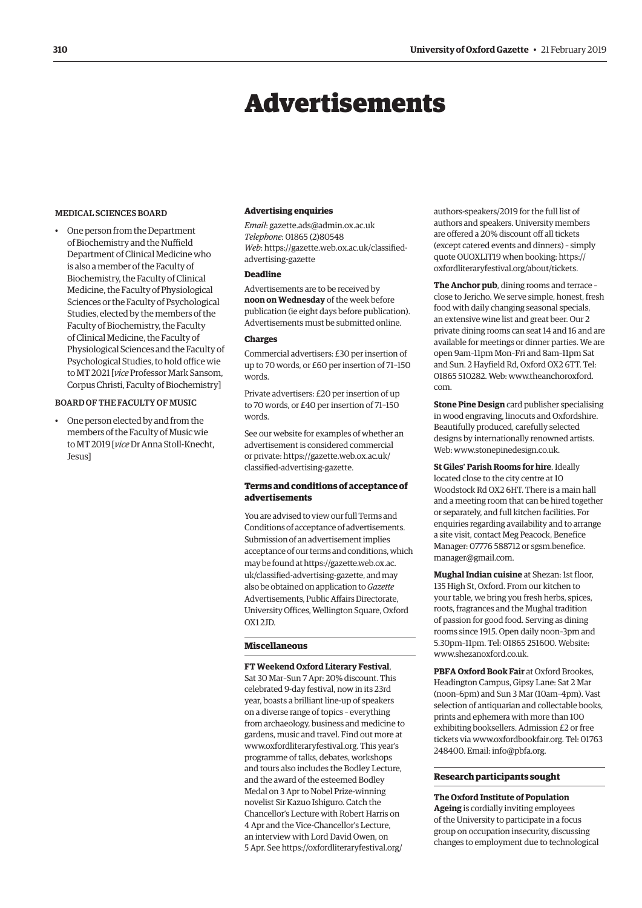# Advertisements

MEDICAL SCIENCES BOARD

- One person from the Department of Biochemistry and the Nuffield Department of Clinical Medicine who is also a member of the Faculty of Biochemistry, the Faculty of Clinical Medicine, the Faculty of Physiological Sciences or the Faculty of Psychological Studies, elected by the members of the Faculty of Biochemistry, the Faculty of Clinical Medicine, the Faculty of Physiological Sciences and the Faculty of Psychological Studies, to hold office wie to MT 2021 [*vice* Professor Mark Sansom, Corpus Christi, Faculty of Biochemistry]

BOARD OF THE FACULTY OF MUSIC

- One person elected by and from the members of the Faculty of Music wie to MT 2019 [*vice* Dr Anna Stoll-Knecht, Jesus]

### Advertising enquiries

*Email*: gazette.ads@admin.ox.ac.uk
*Telephone*: 01865 (2)80548
*Web*: https://gazette.web.ox.ac.uk/classified-advertising-gazette

### Deadline

Advertisements are to be received by **noon on Wednesday** of the week before publication (ie eight days before publication). Advertisements must be submitted online.

### Charges

Commercial advertisers: £30 per insertion of up to 70 words, or £60 per insertion of 71–150 words.

Private advertisers: £20 per insertion of up to 70 words, or £40 per insertion of 71–150 words.

See our website for examples of whether an advertisement is considered commercial or private: https://gazette.web.ox.ac.uk/classified-advertising-gazette.

### Terms and conditions of acceptance of advertisements

You are advised to view our full Terms and Conditions of acceptance of advertisements. Submission of an advertisement implies acceptance of our terms and conditions, which may be found at https://gazette.web.ox.ac.uk/classified-advertising-gazette, and may also be obtained on application to *Gazette* Advertisements, Public Affairs Directorate, University Offices, Wellington Square, Oxford OX1 2JD.

## Miscellaneous

**FT Weekend Oxford Literary Festival**, Sat 30 Mar–Sun 7 Apr: 20% discount. This celebrated 9-day festival, now in its 23rd year, boasts a brilliant line-up of speakers on a diverse range of topics – everything from archaeology, business and medicine to gardens, music and travel. Find out more at www.oxfordliteraryfestival.org. This year's programme of talks, debates, workshops and tours also includes the Bodley Lecture, and the award of the esteemed Bodley Medal on 3 Apr to Nobel Prize-winning novelist Sir Kazuo Ishiguro. Catch the Chancellor's Lecture with Robert Harris on 4 Apr and the Vice-Chancellor's Lecture, an interview with Lord David Owen, on 5 Apr. See https://oxfordliteraryfestival.org/authors-speakers/2019 for the full list of authors and speakers. University members are offered a 20% discount off all tickets (except catered events and dinners) – simply quote OUOXLIT19 when booking: https://oxfordliteraryfestival.org/about/tickets.

**The Anchor pub**, dining rooms and terrace – close to Jericho. We serve simple, honest, fresh food with daily changing seasonal specials, an extensive wine list and great beer. Our 2 private dining rooms can seat 14 and 16 and are available for meetings or dinner parties. We are open 9am–11pm Mon–Fri and 8am–11pm Sat and Sun. 2 Hayfield Rd, Oxford OX2 6TT. Tel: 01865 510282. Web: www.theanchoroxford.com.

**Stone Pine Design** card publisher specialising in wood engraving, linocuts and Oxfordshire. Beautifully produced, carefully selected designs by internationally renowned artists. Web: www.stonepinedesign.co.uk.

**St Giles' Parish Rooms for hire**. Ideally located close to the city centre at 10 Woodstock Rd OX2 6HT. There is a main hall and a meeting room that can be hired together or separately, and full kitchen facilities. For enquiries regarding availability and to arrange a site visit, contact Meg Peacock, Benefice Manager: 07776 588712 or sgsm.benefice.manager@gmail.com.

**Mughal Indian cuisine** at Shezan: 1st floor, 135 High St, Oxford. From our kitchen to your table, we bring you fresh herbs, spices, roots, fragrances and the Mughal tradition of passion for good food. Serving as dining rooms since 1915. Open daily noon–3pm and 5.30pm–11pm. Tel: 01865 251600. Website: www.shezanoxford.co.uk.

**PBFA Oxford Book Fair** at Oxford Brookes, Headington Campus, Gipsy Lane: Sat 2 Mar (noon–6pm) and Sun 3 Mar (10am–4pm). Vast selection of antiquarian and collectable books, prints and ephemera with more than 100 exhibiting booksellers. Admission £2 or free tickets via www.oxfordbookfair.org. Tel: 01763 248400. Email: info@pbfa.org.

## Research participants sought

**The Oxford Institute of Population Ageing** is cordially inviting employees of the University to participate in a focus group on occupation insecurity, discussing changes to employment due to technological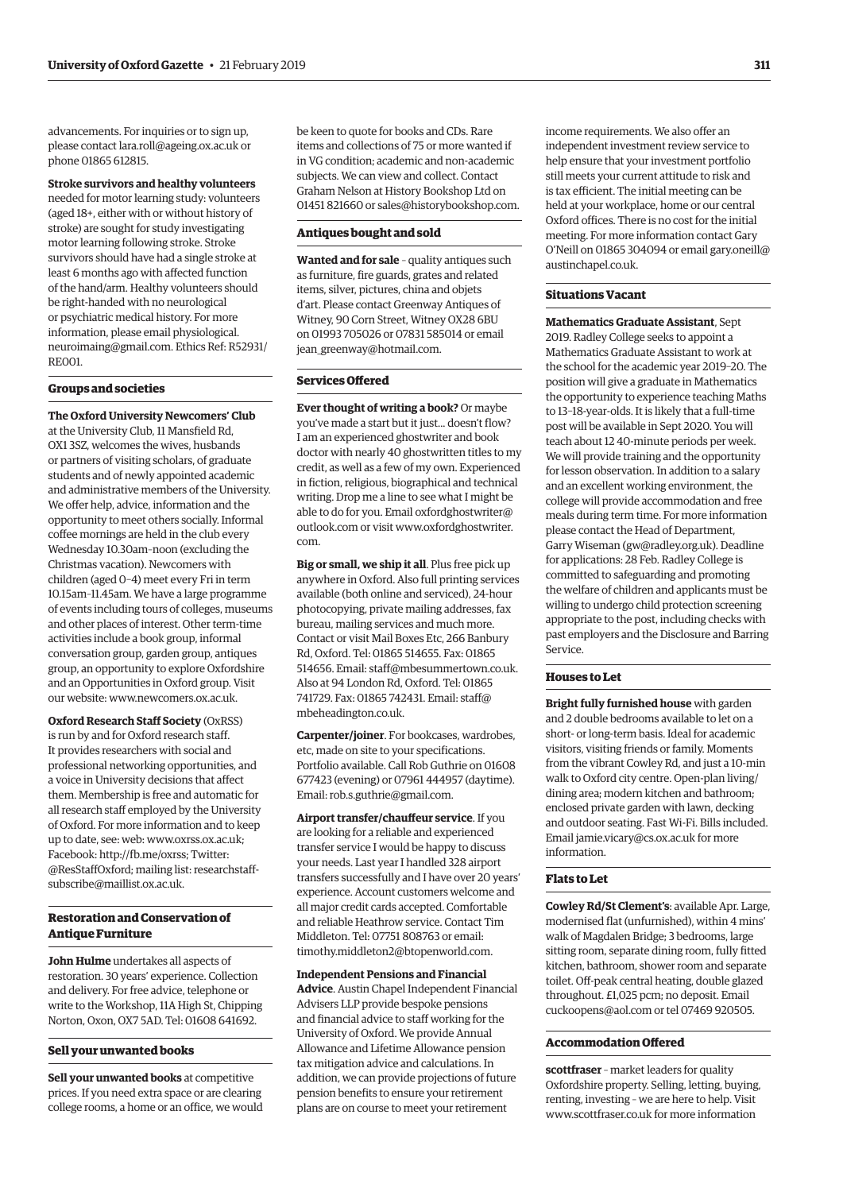advancements. For inquiries or to sign up, please contact lara.roll@ageing.ox.ac.uk or phone 01865 612815.

**Stroke survivors and healthy volunteers** needed for motor learning study: volunteers (aged 18+, either with or without history of stroke) are sought for study investigating motor learning following stroke. Stroke survivors should have had a single stroke at least 6 months ago with affected function of the hand/arm. Healthy volunteers should be right-handed with no neurological or psychiatric medical history. For more information, please email physiological.neuroimaing@gmail.com. Ethics Ref: R52931/RE001.

### Groups and societies

**The Oxford University Newcomers' Club** at the University Club, 11 Mansfield Rd, OX1 3SZ, welcomes the wives, husbands or partners of visiting scholars, of graduate students and of newly appointed academic and administrative members of the University. We offer help, advice, information and the opportunity to meet others socially. Informal coffee mornings are held in the club every Wednesday 10.30am–noon (excluding the Christmas vacation). Newcomers with children (aged 0–4) meet every Fri in term 10.15am–11.45am. We have a large programme of events including tours of colleges, museums and other places of interest. Other term-time activities include a book group, informal conversation group, garden group, antiques group, an opportunity to explore Oxfordshire and an Opportunities in Oxford group. Visit our website: www.newcomers.ox.ac.uk.

**Oxford Research Staff Society** (OxRSS) is run by and for Oxford research staff. It provides researchers with social and professional networking opportunities, and a voice in University decisions that affect them. Membership is free and automatic for all research staff employed by the University of Oxford. For more information and to keep up to date, see: web: www.oxrss.ox.ac.uk; Facebook: http://fb.me/oxrss; Twitter: @ResStaffOxford; mailing list: researchstaff-subscribe@maillist.ox.ac.uk.

### Restoration and Conservation of Antique Furniture

**John Hulme** undertakes all aspects of restoration. 30 years' experience. Collection and delivery. For free advice, telephone or write to the Workshop, 11A High St, Chipping Norton, Oxon, OX7 5AD. Tel: 01608 641692.

### Sell your unwanted books

**Sell your unwanted books** at competitive prices. If you need extra space or are clearing college rooms, a home or an office, we would be keen to quote for books and CDs. Rare items and collections of 75 or more wanted if in VG condition; academic and non-academic subjects. We can view and collect. Contact Graham Nelson at History Bookshop Ltd on 01451 821660 or sales@historybookshop.com.

### Antiques bought and sold

**Wanted and for sale** – quality antiques such as furniture, fire guards, grates and related items, silver, pictures, china and objets d'art. Please contact Greenway Antiques of Witney, 90 Corn Street, Witney OX28 6BU on 01993 705026 or 07831 585014 or email jean_greenway@hotmail.com.

### Services Offered

**Ever thought of writing a book?** Or maybe you've made a start but it just... doesn't flow? I am an experienced ghostwriter and book doctor with nearly 40 ghostwritten titles to my credit, as well as a few of my own. Experienced in fiction, religious, biographical and technical writing. Drop me a line to see what I might be able to do for you. Email oxfordghostwriter@outlook.com or visit www.oxfordghostwriter.com.

**Big or small, we ship it all**. Plus free pick up anywhere in Oxford. Also full printing services available (both online and serviced), 24-hour photocopying, private mailing addresses, fax bureau, mailing services and much more. Contact or visit Mail Boxes Etc, 266 Banbury Rd, Oxford. Tel: 01865 514655. Fax: 01865 514656. Email: staff@mbesummertown.co.uk. Also at 94 London Rd, Oxford. Tel: 01865 741729. Fax: 01865 742431. Email: staff@mbeheadington.co.uk.

**Carpenter/joiner**. For bookcases, wardrobes, etc, made on site to your specifications. Portfolio available. Call Rob Guthrie on 01608 677423 (evening) or 07961 444957 (daytime). Email: rob.s.guthrie@gmail.com.

**Airport transfer/chauffeur service**. If you are looking for a reliable and experienced transfer service I would be happy to discuss your needs. Last year I handled 328 airport transfers successfully and I have over 20 years' experience. Account customers welcome and all major credit cards accepted. Comfortable and reliable Heathrow service. Contact Tim Middleton. Tel: 07751 808763 or email: timothy.middleton2@btopenworld.com.

**Independent Pensions and Financial Advice**. Austin Chapel Independent Financial Advisers LLP provide bespoke pensions and financial advice to staff working for the University of Oxford. We provide Annual Allowance and Lifetime Allowance pension tax mitigation advice and calculations. In addition, we can provide projections of future pension benefits to ensure your retirement plans are on course to meet your retirement income requirements. We also offer an independent investment review service to help ensure that your investment portfolio still meets your current attitude to risk and is tax efficient. The initial meeting can be held at your workplace, home or our central Oxford offices. There is no cost for the initial meeting. For more information contact Gary O'Neill on 01865 304094 or email gary.oneill@austinchapel.co.uk.

### Situations Vacant

**Mathematics Graduate Assistant**, Sept 2019. Radley College seeks to appoint a Mathematics Graduate Assistant to work at the school for the academic year 2019–20. The position will give a graduate in Mathematics the opportunity to experience teaching Maths to 13–18-year-olds. It is likely that a full-time post will be available in Sept 2020. You will teach about 12 40-minute periods per week. We will provide training and the opportunity for lesson observation. In addition to a salary and an excellent working environment, the college will provide accommodation and free meals during term time. For more information please contact the Head of Department, Garry Wiseman (gw@radley.org.uk). Deadline for applications: 28 Feb. Radley College is committed to safeguarding and promoting the welfare of children and applicants must be willing to undergo child protection screening appropriate to the post, including checks with past employers and the Disclosure and Barring Service.

### Houses to Let

**Bright fully furnished house** with garden and 2 double bedrooms available to let on a short- or long-term basis. Ideal for academic visitors, visiting friends or family. Moments from the vibrant Cowley Rd, and just a 10-min walk to Oxford city centre. Open-plan living/dining area; modern kitchen and bathroom; enclosed private garden with lawn, decking and outdoor seating. Fast Wi-Fi. Bills included. Email jamie.vicary@cs.ox.ac.uk for more information.

### Flats to Let

**Cowley Rd/St Clement's**: available Apr. Large, modernised flat (unfurnished), within 4 mins' walk of Magdalen Bridge; 3 bedrooms, large sitting room, separate dining room, fully fitted kitchen, bathroom, shower room and separate toilet. Off-peak central heating, double glazed throughout. £1,025 pcm; no deposit. Email cuckoopens@aol.com or tel 07469 920505.

### Accommodation Offered

**scottfraser** – market leaders for quality Oxfordshire property. Selling, letting, buying, renting, investing – we are here to help. Visit www.scottfraser.co.uk for more information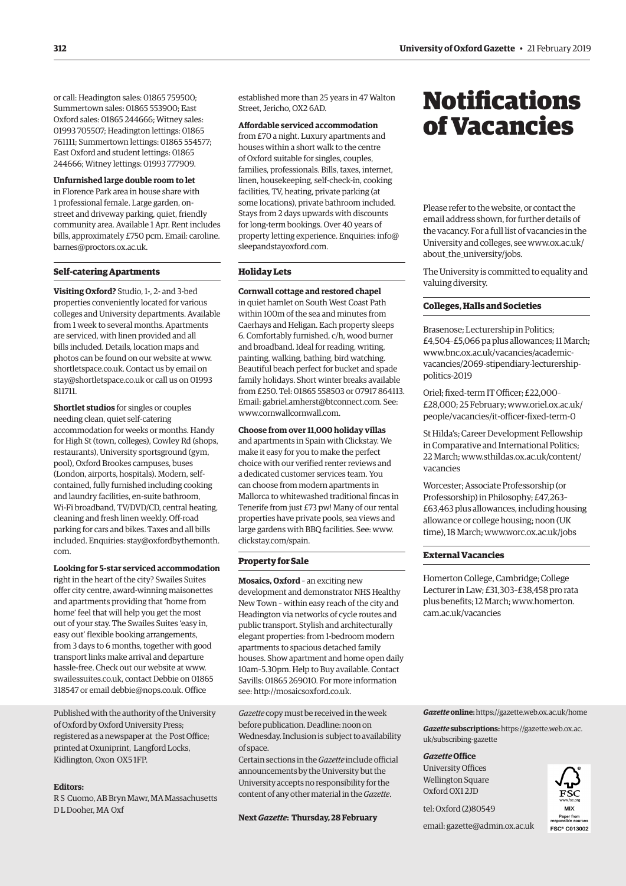or call: Headington sales: 01865 759500; Summertown sales: 01865 553900; East Oxford sales: 01865 244666; Witney sales: 01993 705507; Headington lettings: 01865 761111; Summertown lettings: 01865 554577; East Oxford and student lettings: 01865 244666; Witney lettings: 01993 777909.

**Unfurnished large double room to let** in Florence Park area in house share with 1 professional female. Large garden, on-street and driveway parking, quiet, friendly community area. Available 1 Apr. Rent includes bills, approximately £750 pcm. Email: caroline.barnes@proctors.ox.ac.uk.

### Self-catering Apartments

**Visiting Oxford?** Studio, 1-, 2- and 3-bed properties conveniently located for various colleges and University departments. Available from 1 week to several months. Apartments are serviced, with linen provided and all bills included. Details, location maps and photos can be found on our website at www.shortletspace.co.uk. Contact us by email on stay@shortletspace.co.uk or call us on 01993 811711.

**Shortlet studios** for singles or couples needing clean, quiet self-catering accommodation for weeks or months. Handy for High St (town, colleges), Cowley Rd (shops, restaurants), University sportsground (gym, pool), Oxford Brookes campuses, buses (London, airports, hospitals). Modern, self-contained, fully furnished including cooking and laundry facilities, en-suite bathroom, Wi-Fi broadband, TV/DVD/CD, central heating, cleaning and fresh linen weekly. Off-road parking for cars and bikes. Taxes and all bills included. Enquiries: stay@oxfordbythemonth.com.

**Looking for 5-star serviced accommodation** right in the heart of the city? Swailes Suites offer city centre, award-winning maisonettes and apartments providing that 'home from home' feel that will help you get the most out of your stay. The Swailes Suites 'easy in, easy out' flexible booking arrangements, from 3 days to 6 months, together with good transport links make arrival and departure hassle-free. Check out our website at www.swailessuites.co.uk, contact Debbie on 01865 318547 or email debbie@nops.co.uk. Office established more than 25 years in 47 Walton Street, Jericho, OX2 6AD.

**Affordable serviced accommodation** from £70 a night. Luxury apartments and houses within a short walk to the centre of Oxford suitable for singles, couples, families, professionals. Bills, taxes, internet, linen, housekeeping, self-check-in, cooking facilities, TV, heating, private parking (at some locations), private bathroom included. Stays from 2 days upwards with discounts for long-term bookings. Over 40 years of property letting experience. Enquiries: info@sleepandstayoxford.com.

### Holiday Lets

**Cornwall cottage and restored chapel** in quiet hamlet on South West Coast Path within 100m of the sea and minutes from Caerhays and Heligan. Each property sleeps 6. Comfortably furnished, c/h, wood burner and broadband. Ideal for reading, writing, painting, walking, bathing, bird watching. Beautiful beach perfect for bucket and spade family holidays. Short winter breaks available from £250. Tel: 01865 558503 or 07917 864113. Email: gabriel.amherst@btconnect.com. See: www.cornwallcornwall.com.

**Choose from over 11,000 holiday villas** and apartments in Spain with Clickstay. We make it easy for you to make the perfect choice with our verified renter reviews and a dedicated customer services team. You can choose from modern apartments in Mallorca to whitewashed traditional fincas in Tenerife from just £73 pw! Many of our rental properties have private pools, sea views and large gardens with BBQ facilities. See: www.clickstay.com/spain.

### Property for Sale

**Mosaics, Oxford** – an exciting new development and demonstrator NHS Healthy New Town – within easy reach of the city and Headington via networks of cycle routes and public transport. Stylish and architecturally elegant properties: from 1-bedroom modern apartments to spacious detached family houses. Show apartment and home open daily 10am–5.30pm. Help to Buy available. Contact Savills: 01865 269010. For more information see: http://mosaicsoxford.co.uk.

# Notifications of Vacancies

Please refer to the website, or contact the email address shown, for further details of the vacancy. For a full list of vacancies in the University and colleges, see www.ox.ac.uk/about_the_university/jobs.

The University is committed to equality and valuing diversity.

### Colleges, Halls and Societies

Brasenose; Lecturership in Politics; £4,504–£5,066 pa plus allowances; 11 March; www.bnc.ox.ac.uk/vacancies/academic-vacancies/2069-stipendiary-lecturership-politics-2019

Oriel; fixed-term IT Officer; £22,000–£28,000; 25 February; www.oriel.ox.ac.uk/people/vacancies/it-officer-fixed-term-0

St Hilda's; Career Development Fellowship in Comparative and International Politics; 22 March; www.sthildas.ox.ac.uk/content/vacancies

Worcester; Associate Professorship (or Professorship) in Philosophy; £47,263–£63,463 plus allowances, including housing allowance or college housing; noon (UK time), 18 March; www.worc.ox.ac.uk/jobs

### External Vacancies

Homerton College, Cambridge; College Lecturer in Law; £31,303–£38,458 pro rata plus benefits; 12 March; www.homerton.cam.ac.uk/vacancies

---

Published with the authority of the University of Oxford by Oxford University Press; registered as a newspaper at the Post Office; printed at Oxuniprint, Langford Locks, Kidlington, Oxon OX5 1FP.

**Editors:**
R S Cuomo, AB Bryn Mawr, MA Massachusetts
D L Dooher, MA Oxf

*Gazette* copy must be received in the week before publication. Deadline: noon on Wednesday. Inclusion is subject to availability of space.
Certain sections in the *Gazette* include official announcements by the University but the University accepts no responsibility for the content of any other material in the *Gazette*.

**Next *Gazette*: Thursday, 28 February**

***Gazette* online:** https://gazette.web.ox.ac.uk/home

***Gazette* subscriptions:** https://gazette.web.ox.ac.uk/subscribing-gazette

***Gazette* Office**
University Offices
Wellington Square
Oxford OX1 2JD

tel: Oxford (2)80549

email: gazette@admin.ox.ac.uk

FSC www.fsc.org MIX Paper from responsible sources FSC® C013002